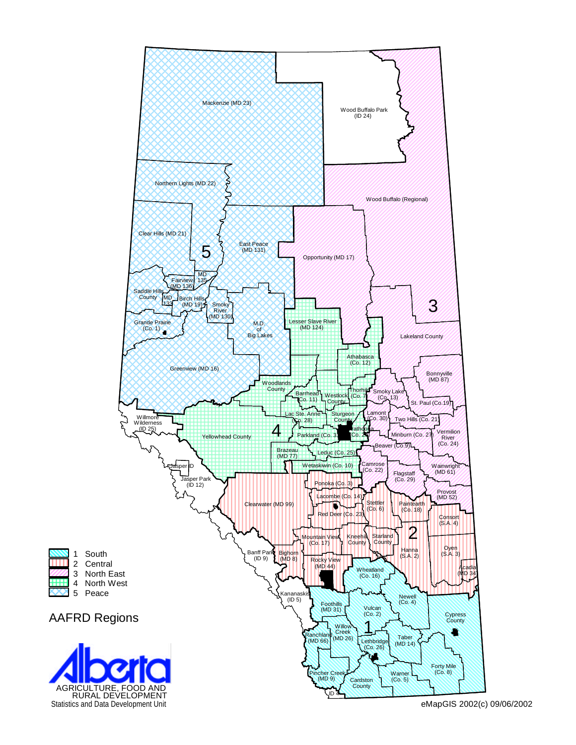# AAFRD Regions

- 1 South
- 2 Central
- 3 North East
- 4 North West
- 5 Peace

Mackenzie (MD 23)
Wood Buffalo Park (ID 24)
Northern Lights (MD 22)
Wood Buffalo (Regional)
Clear Hills (MD 21)
East Peace (MD 131)
Opportunity (MD 17)
MD 135
Fairview (MD 136)
Saddle Hills County
MD 133
Birch Hills (MD 19)
Smoky River (MD 130)
Grande Prairie (Co. 1)
M.D. of Big Lakes
Lesser Slave River (MD 124)
Lakeland County
Greenview (MD 16)
Athabasca (Co. 12)
Bonnyville (MD 87)
Woodlands County
Barrhead (Co. 11)
Westlock County
Thorhild (Co. 7)
Smoky Lake (Co. 13)
St. Paul (Co.19)
Willmore Wilderness (ID 25)
Lac Ste. Anne (Co. 28)
Sturgeon County
Lamont (Co. 30)
Two Hills (Co. 21)
Yellowhead County
Parkland (Co. 31)
Strathcona (Co. 20)
Minburn (Co. 27)
Vermilion River (Co. 24)
Brazeau (MD 77)
Leduc (Co. 25)
Beaver (Co.9)
Jasper ID
Wetaskiwin (Co. 10)
Camrose (Co. 22)
Flagstaff (Co. 29)
Wainwright (MD 61)
Jasper Park (ID 12)
Ponoka (Co. 3)
Provost (MD 52)
Lacombe (Co. 14)
Clearwater (MD 99)
Stettler (Co. 6)
Paintearth (Co. 18)
Red Deer (Co. 23)
Consort (S.A. 4)
Mountain View (Co. 17)
Kneehill County
Starland County
Hanna (S.A. 2)
Oyen (S.A. 3)
Banff Park (ID 9)
Bighorn (MD 8)
Rocky View (MD 44)
Wheatland (Co. 16)
Acadia (MD 34)
Kananaskis (ID 5)
Newell (Co. 4)
Foothills (MD 31)
Vulcan (Co. 2)
Cypress County
Willow Creek (MD 26)
Ranchland (MD 66)
Taber (MD 14)
Lethbridge (Co. 26)
Forty Mile (Co. 8)
Pincher Creek (MD 9)
Warner (Co. 5)
Cardston County
ID 4

ALBERTA AGRICULTURE, FOOD AND RURAL DEVELOPMENT
Statistics and Data Development Unit

eMapGIS 2002(c) 09/06/2002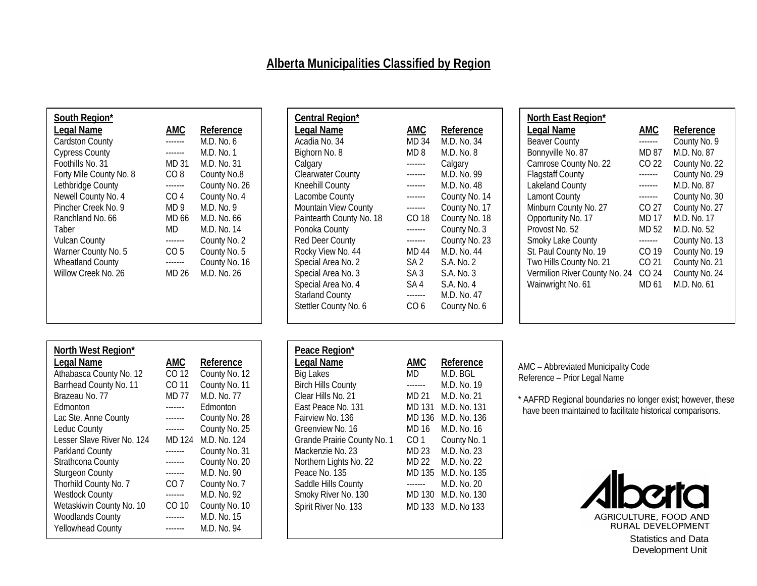# Alberta Municipalities Classified by Region

**South Region***

| Legal Name | AMC | Reference |
|---|---|---|
| Cardston County | ------- | M.D. No. 6 |
| Cypress County | ------- | M.D. No. 1 |
| Foothills No. 31 | MD 31 | M.D. No. 31 |
| Forty Mile County No. 8 | CO 8 | County No.8 |
| Lethbridge County | ------- | County No. 26 |
| Newell County No. 4 | CO 4 | County No. 4 |
| Pincher Creek No. 9 | MD 9 | M.D. No. 9 |
| Ranchland No. 66 | MD 66 | M.D. No. 66 |
| Taber | MD | M.D. No. 14 |
| Vulcan County | ------- | County No. 2 |
| Warner County No. 5 | CO 5 | County No. 5 |
| Wheatland County | ------- | County No. 16 |
| Willow Creek No. 26 | MD 26 | M.D. No. 26 |

**Central Region***

| Legal Name | AMC | Reference |
|---|---|---|
| Acadia No. 34 | MD 34 | M.D. No. 34 |
| Bighorn No. 8 | MD 8 | M.D. No. 8 |
| Calgary | ------- | Calgary |
| Clearwater County | ------- | M.D. No. 99 |
| Kneehill County | ------- | M.D. No. 48 |
| Lacombe County | ------- | County No. 14 |
| Mountain View County | ------- | County No. 17 |
| Paintearth County No. 18 | CO 18 | County No. 18 |
| Ponoka County | ------- | County No. 3 |
| Red Deer County | ------- | County No. 23 |
| Rocky View No. 44 | MD 44 | M.D. No. 44 |
| Special Area No. 2 | SA 2 | S.A. No. 2 |
| Special Area No. 3 | SA 3 | S.A. No. 3 |
| Special Area No. 4 | SA 4 | S.A. No. 4 |
| Starland County | ------- | M.D. No. 47 |
| Stettler County No. 6 | CO 6 | County No. 6 |

**North East Region***

| Legal Name | AMC | Reference |
|---|---|---|
| Beaver County | ------- | County No. 9 |
| Bonnyville No. 87 | MD 87 | M.D. No. 87 |
| Camrose County No. 22 | CO 22 | County No. 22 |
| Flagstaff County | ------- | County No. 29 |
| Lakeland County | ------- | M.D. No. 87 |
| Lamont County | ------- | County No. 30 |
| Minburn County No. 27 | CO 27 | County No. 27 |
| Opportunity No. 17 | MD 17 | M.D. No. 17 |
| Provost No. 52 | MD 52 | M.D. No. 52 |
| Smoky Lake County | ------- | County No. 13 |
| St. Paul County No. 19 | CO 19 | County No. 19 |
| Two Hills County No. 21 | CO 21 | County No. 21 |
| Vermilion River County No. 24 | CO 24 | County No. 24 |
| Wainwright No. 61 | MD 61 | M.D. No. 61 |

**North West Region***

| Legal Name | AMC | Reference |
|---|---|---|
| Athabasca County No. 12 | CO 12 | County No. 12 |
| Barrhead County No. 11 | CO 11 | County No. 11 |
| Brazeau No. 77 | MD 77 | M.D. No. 77 |
| Edmonton | ------- | Edmonton |
| Lac Ste. Anne County | ------- | County No. 28 |
| Leduc County | ------- | County No. 25 |
| Lesser Slave River No. 124 | MD 124 | M.D. No. 124 |
| Parkland County | ------- | County No. 31 |
| Strathcona County | ------- | County No. 20 |
| Sturgeon County | ------- | M.D. No. 90 |
| Thorhild County No. 7 | CO 7 | County No. 7 |
| Westlock County | ------- | M.D. No. 92 |
| Wetaskiwin County No. 10 | CO 10 | County No. 10 |
| Woodlands County | ------- | M.D. No. 15 |
| Yellowhead County | ------- | M.D. No. 94 |

**Peace Region***

| Legal Name | AMC | Reference |
|---|---|---|
| Big Lakes | MD | M.D. BGL |
| Birch Hills County | ------- | M.D. No. 19 |
| Clear Hills No. 21 | MD 21 | M.D. No. 21 |
| East Peace No. 131 | MD 131 | M.D. No. 131 |
| Fairview No. 136 | MD 136 | M.D. No. 136 |
| Greenview No. 16 | MD 16 | M.D. No. 16 |
| Grande Prairie County No. 1 | CO 1 | County No. 1 |
| Mackenzie No. 23 | MD 23 | M.D. No. 23 |
| Northern Lights No. 22 | MD 22 | M.D. No. 22 |
| Peace No. 135 | MD 135 | M.D. No. 135 |
| Saddle Hills County | ------- | M.D. No. 20 |
| Smoky River No. 130 | MD 130 | M.D. No. 130 |
| Spirit River No. 133 | MD 133 | M.D. No 133 |

AMC – Abbreviated Municipality Code
Reference – Prior Legal Name

* AAFRD Regional boundaries no longer exist; however, these have been maintained to facilitate historical comparisons.

Alberta
AGRICULTURE, FOOD AND RURAL DEVELOPMENT
Statistics and Data Development Unit